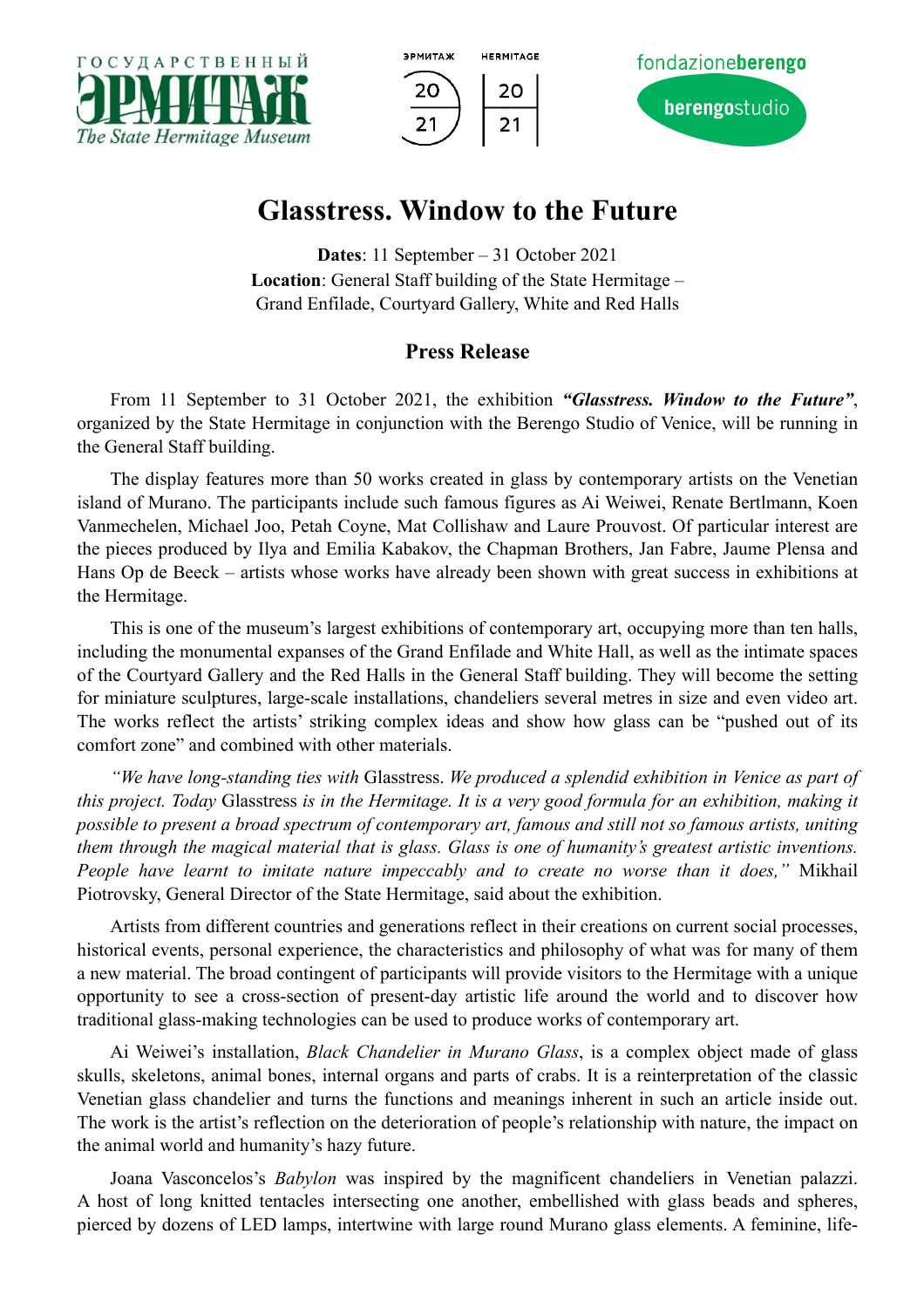# Glasstress. Window to the Future

**Dates**: 11 September – 31 October 2021
**Location**: General Staff building of the State Hermitage – Grand Enfilade, Courtyard Gallery, White and Red Halls

## Press Release

From 11 September to 31 October 2021, the exhibition ***"Glasstress. Window to the Future"***, organized by the State Hermitage in conjunction with the Berengo Studio of Venice, will be running in the General Staff building.

The display features more than 50 works created in glass by contemporary artists on the Venetian island of Murano. The participants include such famous figures as Ai Weiwei, Renate Bertlmann, Koen Vanmechelen, Michael Joo, Petah Coyne, Mat Collishaw and Laure Prouvost. Of particular interest are the pieces produced by Ilya and Emilia Kabakov, the Chapman Brothers, Jan Fabre, Jaume Plensa and Hans Op de Beeck – artists whose works have already been shown with great success in exhibitions at the Hermitage.

This is one of the museum's largest exhibitions of contemporary art, occupying more than ten halls, including the monumental expanses of the Grand Enfilade and White Hall, as well as the intimate spaces of the Courtyard Gallery and the Red Halls in the General Staff building. They will become the setting for miniature sculptures, large-scale installations, chandeliers several metres in size and even video art. The works reflect the artists' striking complex ideas and show how glass can be "pushed out of its comfort zone" and combined with other materials.

*"We have long-standing ties with* Glasstress. *We produced a splendid exhibition in Venice as part of this project. Today* Glasstress *is in the Hermitage. It is a very good formula for an exhibition, making it possible to present a broad spectrum of contemporary art, famous and still not so famous artists, uniting them through the magical material that is glass. Glass is one of humanity's greatest artistic inventions. People have learnt to imitate nature impeccably and to create no worse than it does,"* Mikhail Piotrovsky, General Director of the State Hermitage, said about the exhibition.

Artists from different countries and generations reflect in their creations on current social processes, historical events, personal experience, the characteristics and philosophy of what was for many of them a new material. The broad contingent of participants will provide visitors to the Hermitage with a unique opportunity to see a cross-section of present-day artistic life around the world and to discover how traditional glass-making technologies can be used to produce works of contemporary art.

Ai Weiwei's installation, *Black Chandelier in Murano Glass*, is a complex object made of glass skulls, skeletons, animal bones, internal organs and parts of crabs. It is a reinterpretation of the classic Venetian glass chandelier and turns the functions and meanings inherent in such an article inside out. The work is the artist's reflection on the deterioration of people's relationship with nature, the impact on the animal world and humanity's hazy future.

Joana Vasconcelos's *Babylon* was inspired by the magnificent chandeliers in Venetian palazzi. A host of long knitted tentacles intersecting one another, embellished with glass beads and spheres, pierced by dozens of LED lamps, intertwine with large round Murano glass elements. A feminine, life-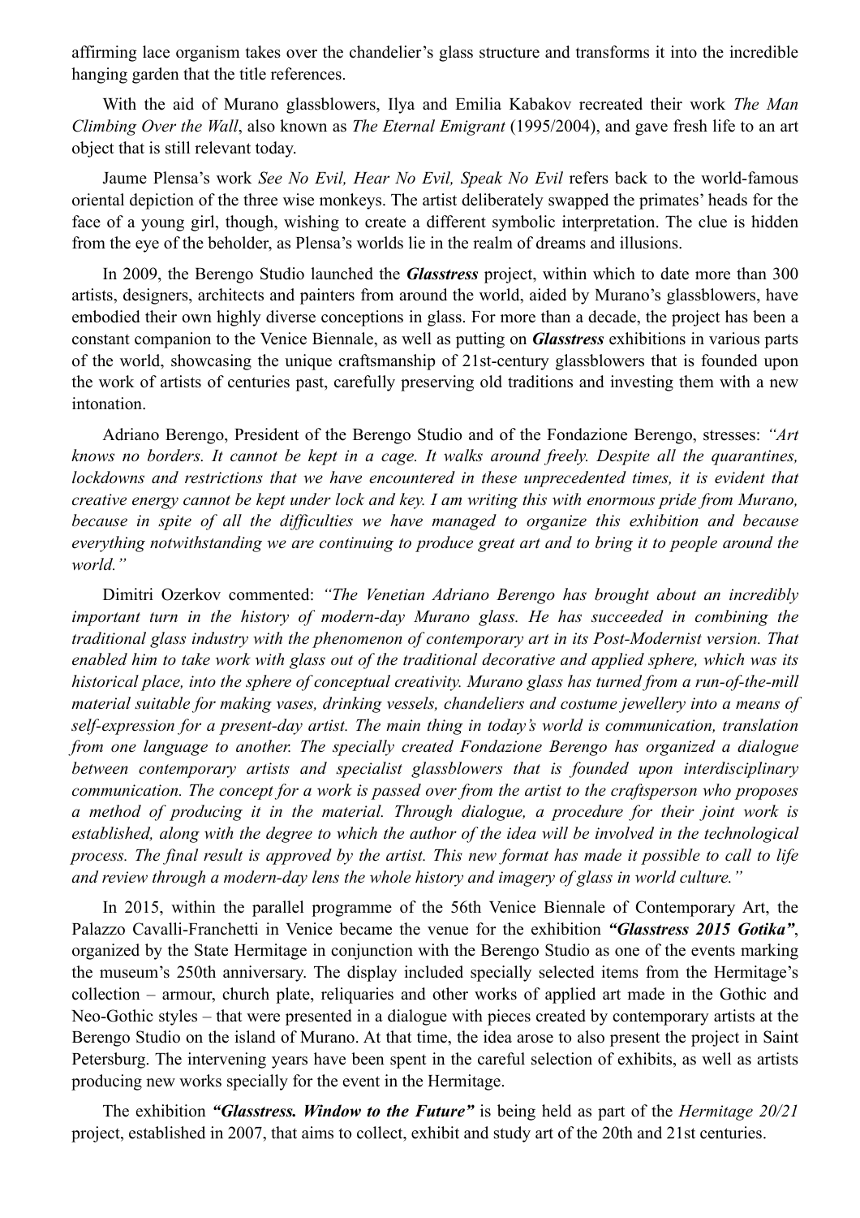affirming lace organism takes over the chandelier's glass structure and transforms it into the incredible hanging garden that the title references.

With the aid of Murano glassblowers, Ilya and Emilia Kabakov recreated their work *The Man Climbing Over the Wall*, also known as *The Eternal Emigrant* (1995/2004), and gave fresh life to an art object that is still relevant today.

Jaume Plensa's work *See No Evil, Hear No Evil, Speak No Evil* refers back to the world-famous oriental depiction of the three wise monkeys. The artist deliberately swapped the primates' heads for the face of a young girl, though, wishing to create a different symbolic interpretation. The clue is hidden from the eye of the beholder, as Plensa's worlds lie in the realm of dreams and illusions.

In 2009, the Berengo Studio launched the ***Glasstress*** project, within which to date more than 300 artists, designers, architects and painters from around the world, aided by Murano's glassblowers, have embodied their own highly diverse conceptions in glass. For more than a decade, the project has been a constant companion to the Venice Biennale, as well as putting on ***Glasstress*** exhibitions in various parts of the world, showcasing the unique craftsmanship of 21st-century glassblowers that is founded upon the work of artists of centuries past, carefully preserving old traditions and investing them with a new intonation.

Adriano Berengo, President of the Berengo Studio and of the Fondazione Berengo, stresses: *"Art knows no borders. It cannot be kept in a cage. It walks around freely. Despite all the quarantines, lockdowns and restrictions that we have encountered in these unprecedented times, it is evident that creative energy cannot be kept under lock and key. I am writing this with enormous pride from Murano, because in spite of all the difficulties we have managed to organize this exhibition and because everything notwithstanding we are continuing to produce great art and to bring it to people around the world."*

Dimitri Ozerkov commented: *"The Venetian Adriano Berengo has brought about an incredibly important turn in the history of modern-day Murano glass. He has succeeded in combining the traditional glass industry with the phenomenon of contemporary art in its Post-Modernist version. That enabled him to take work with glass out of the traditional decorative and applied sphere, which was its historical place, into the sphere of conceptual creativity. Murano glass has turned from a run-of-the-mill material suitable for making vases, drinking vessels, chandeliers and costume jewellery into a means of self-expression for a present-day artist. The main thing in today's world is communication, translation from one language to another. The specially created Fondazione Berengo has organized a dialogue between contemporary artists and specialist glassblowers that is founded upon interdisciplinary communication. The concept for a work is passed over from the artist to the craftsperson who proposes a method of producing it in the material. Through dialogue, a procedure for their joint work is established, along with the degree to which the author of the idea will be involved in the technological process. The final result is approved by the artist. This new format has made it possible to call to life and review through a modern-day lens the whole history and imagery of glass in world culture."*

In 2015, within the parallel programme of the 56th Venice Biennale of Contemporary Art, the Palazzo Cavalli-Franchetti in Venice became the venue for the exhibition ***"Glasstress 2015 Gotika"***, organized by the State Hermitage in conjunction with the Berengo Studio as one of the events marking the museum's 250th anniversary. The display included specially selected items from the Hermitage's collection – armour, church plate, reliquaries and other works of applied art made in the Gothic and Neo-Gothic styles – that were presented in a dialogue with pieces created by contemporary artists at the Berengo Studio on the island of Murano. At that time, the idea arose to also present the project in Saint Petersburg. The intervening years have been spent in the careful selection of exhibits, as well as artists producing new works specially for the event in the Hermitage.

The exhibition ***"Glasstress. Window to the Future"*** is being held as part of the *Hermitage 20/21* project, established in 2007, that aims to collect, exhibit and study art of the 20th and 21st centuries.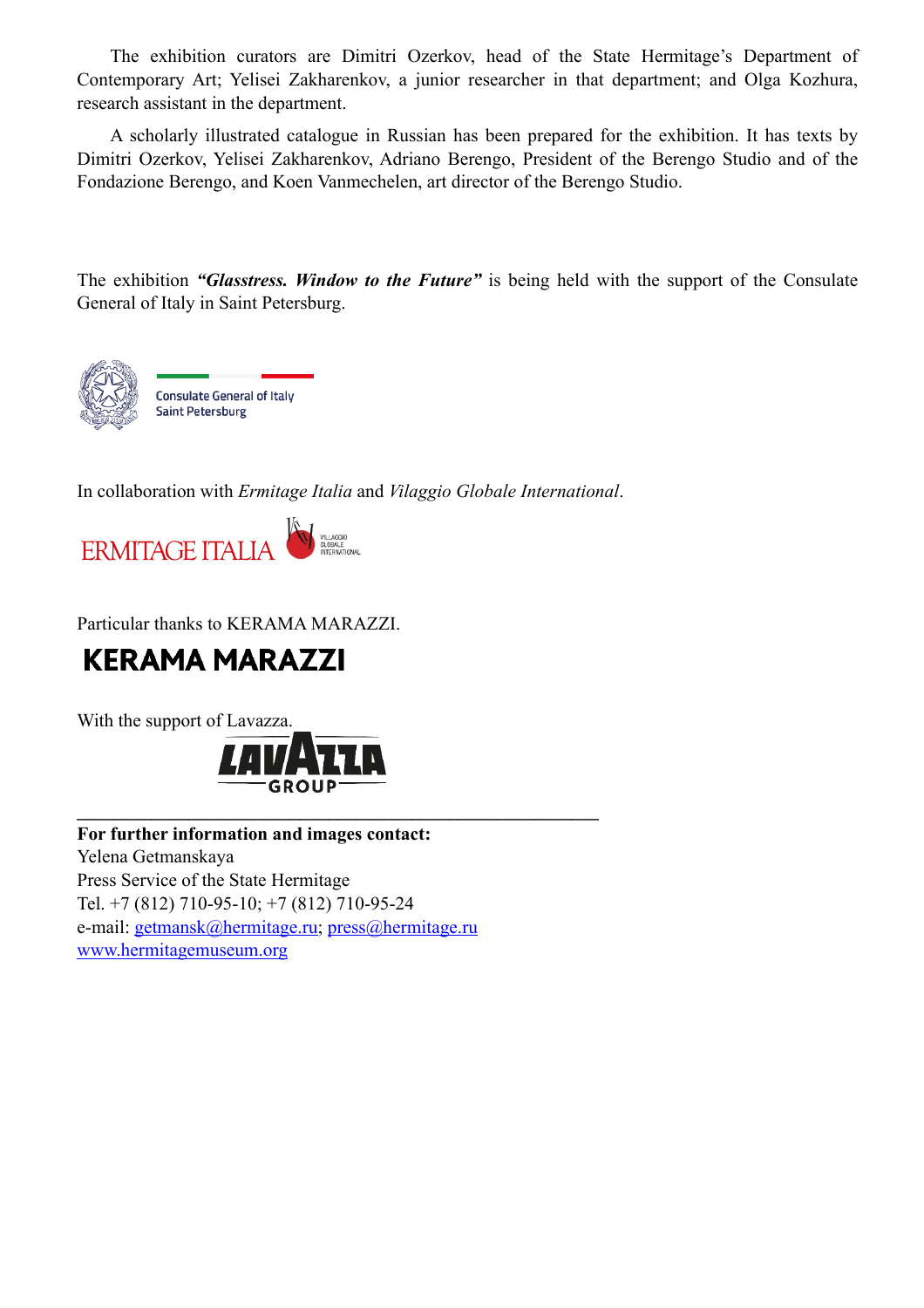The exhibition curators are Dimitri Ozerkov, head of the State Hermitage's Department of Contemporary Art; Yelisei Zakharenkov, a junior researcher in that department; and Olga Kozhura, research assistant in the department.

A scholarly illustrated catalogue in Russian has been prepared for the exhibition. It has texts by Dimitri Ozerkov, Yelisei Zakharenkov, Adriano Berengo, President of the Berengo Studio and of the Fondazione Berengo, and Koen Vanmechelen, art director of the Berengo Studio.

The exhibition ***"Glasstress. Window to the Future"*** is being held with the support of the Consulate General of Italy in Saint Petersburg.

Consulate General of Italy
Saint Petersburg

In collaboration with *Ermitage Italia* and *Vilaggio Globale International*.

ERMITAGE ITALIA

VILLAGGIO GLOBALE INTERNATIONAL

Particular thanks to KERAMA MARAZZI.

KERAMA MARAZZI

With the support of Lavazza.

LAVAZZA GROUP

---

**For further information and images contact:**
Yelena Getmanskaya
Press Service of the State Hermitage
Tel. +7 (812) 710-95-10; +7 (812) 710-95-24
e-mail: getmansk@hermitage.ru; press@hermitage.ru
www.hermitagemuseum.org